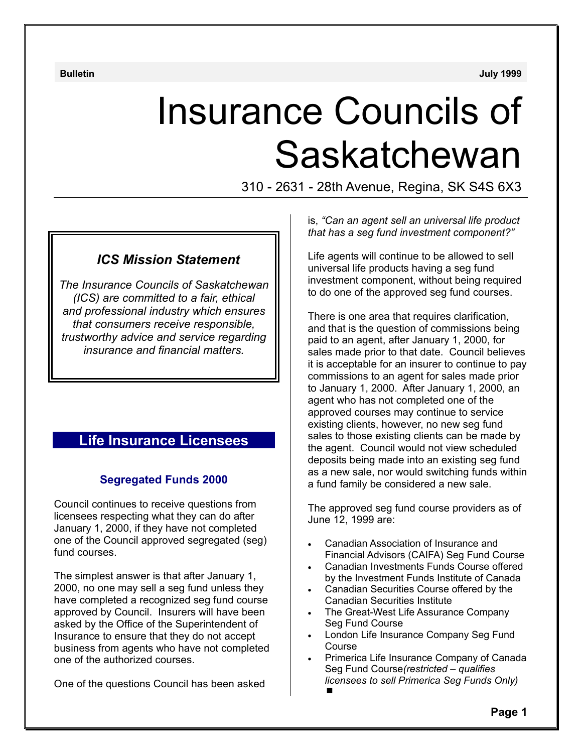Bulletin July 1999

# Insurance Councils of Saskatchewan

310 - 2631 - 28th Avenue, Regina, SK S4S 6X3

---

### *ICS Mission Statement*

*The Insurance Councils of Saskatchewan (ICS) are committed to a fair, ethical and professional industry which ensures that consumers receive responsible, trustworthy advice and service regarding insurance and financial matters.*

## Life Insurance Licensees

### Segregated Funds 2000

Council continues to receive questions from licensees respecting what they can do after January 1, 2000, if they have not completed one of the Council approved segregated (seg) fund courses.

The simplest answer is that after January 1, 2000, no one may sell a seg fund unless they have completed a recognized seg fund course approved by Council. Insurers will have been asked by the Office of the Superintendent of Insurance to ensure that they do not accept business from agents who have not completed one of the authorized courses.

One of the questions Council has been asked is, *"Can an agent sell an universal life product that has a seg fund investment component?"*

Life agents will continue to be allowed to sell universal life products having a seg fund investment component, without being required to do one of the approved seg fund courses.

There is one area that requires clarification, and that is the question of commissions being paid to an agent, after January 1, 2000, for sales made prior to that date. Council believes it is acceptable for an insurer to continue to pay commissions to an agent for sales made prior to January 1, 2000. After January 1, 2000, an agent who has not completed one of the approved courses may continue to service existing clients, however, no new seg fund sales to those existing clients can be made by the agent. Council would not view scheduled deposits being made into an existing seg fund as a new sale, nor would switching funds within a fund family be considered a new sale.

The approved seg fund course providers as of June 12, 1999 are:

- Canadian Association of Insurance and Financial Advisors (CAIFA) Seg Fund Course
- Canadian Investments Funds Course offered by the Investment Funds Institute of Canada
- Canadian Securities Course offered by the Canadian Securities Institute
- The Great-West Life Assurance Company Seg Fund Course
- London Life Insurance Company Seg Fund Course
- Primerica Life Insurance Company of Canada Seg Fund Course *(restricted – qualifies licensees to sell Primerica Seg Funds Only)*

■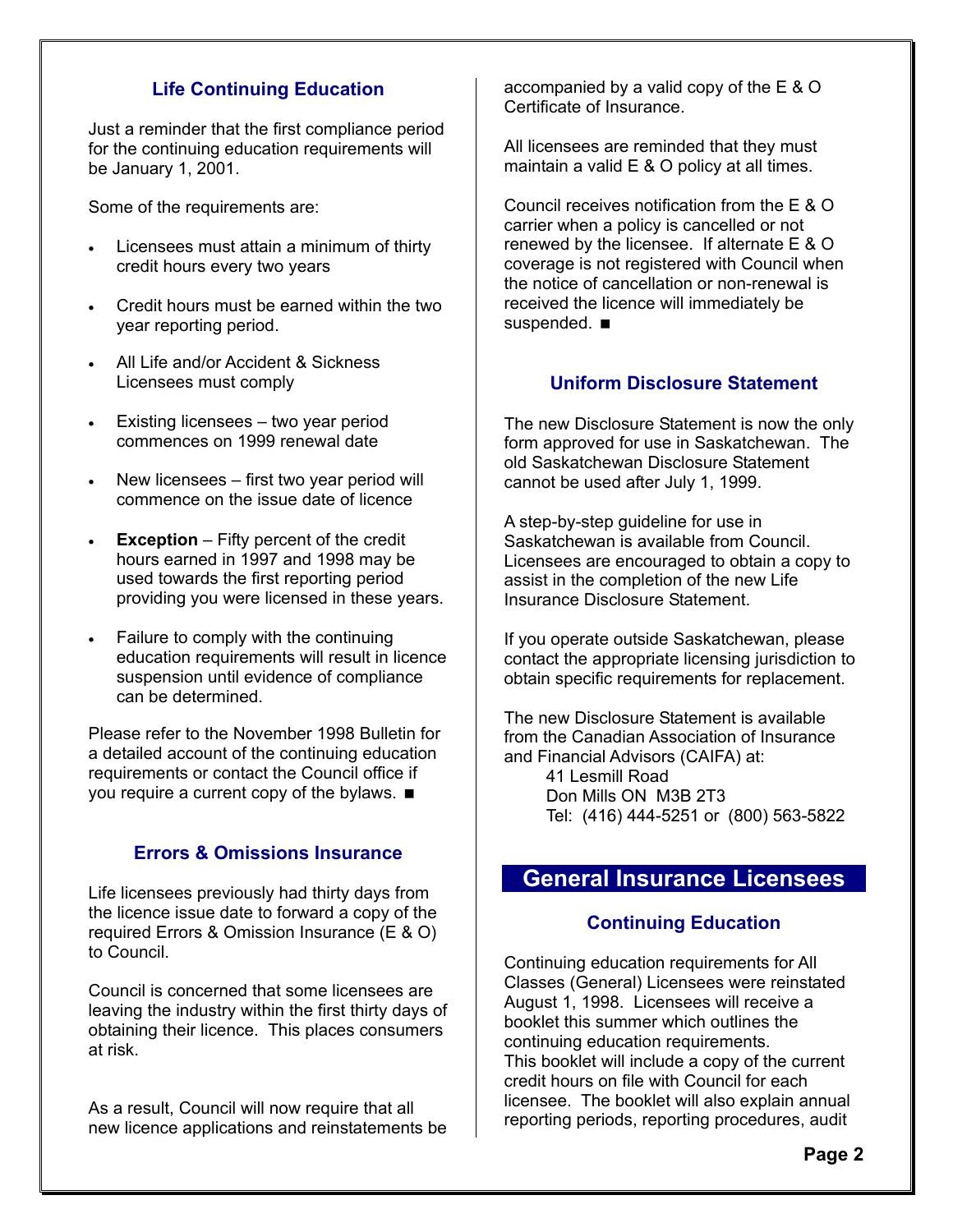## Life Continuing Education

Just a reminder that the first compliance period for the continuing education requirements will be January 1, 2001.

Some of the requirements are:

- Licensees must attain a minimum of thirty credit hours every two years
- Credit hours must be earned within the two year reporting period.
- All Life and/or Accident & Sickness Licensees must comply
- Existing licensees – two year period commences on 1999 renewal date
- New licensees – first two year period will commence on the issue date of licence
- **Exception** – Fifty percent of the credit hours earned in 1997 and 1998 may be used towards the first reporting period providing you were licensed in these years.
- Failure to comply with the continuing education requirements will result in licence suspension until evidence of compliance can be determined.

Please refer to the November 1998 Bulletin for a detailed account of the continuing education requirements or contact the Council office if you require a current copy of the bylaws. ■

## Errors & Omissions Insurance

Life licensees previously had thirty days from the licence issue date to forward a copy of the required Errors & Omission Insurance (E & O) to Council.

Council is concerned that some licensees are leaving the industry within the first thirty days of obtaining their licence. This places consumers at risk.

As a result, Council will now require that all new licence applications and reinstatements be accompanied by a valid copy of the E & O Certificate of Insurance.

All licensees are reminded that they must maintain a valid E & O policy at all times.

Council receives notification from the E & O carrier when a policy is cancelled or not renewed by the licensee. If alternate E & O coverage is not registered with Council when the notice of cancellation or non-renewal is received the licence will immediately be suspended. ■

## Uniform Disclosure Statement

The new Disclosure Statement is now the only form approved for use in Saskatchewan. The old Saskatchewan Disclosure Statement cannot be used after July 1, 1999.

A step-by-step guideline for use in Saskatchewan is available from Council. Licensees are encouraged to obtain a copy to assist in the completion of the new Life Insurance Disclosure Statement.

If you operate outside Saskatchewan, please contact the appropriate licensing jurisdiction to obtain specific requirements for replacement.

The new Disclosure Statement is available from the Canadian Association of Insurance and Financial Advisors (CAIFA) at:

41 Lesmill Road
Don Mills ON M3B 2T3
Tel: (416) 444-5251 or (800) 563-5822

# General Insurance Licensees

## Continuing Education

Continuing education requirements for All Classes (General) Licensees were reinstated August 1, 1998. Licensees will receive a booklet this summer which outlines the continuing education requirements.
This booklet will include a copy of the current credit hours on file with Council for each licensee. The booklet will also explain annual reporting periods, reporting procedures, audit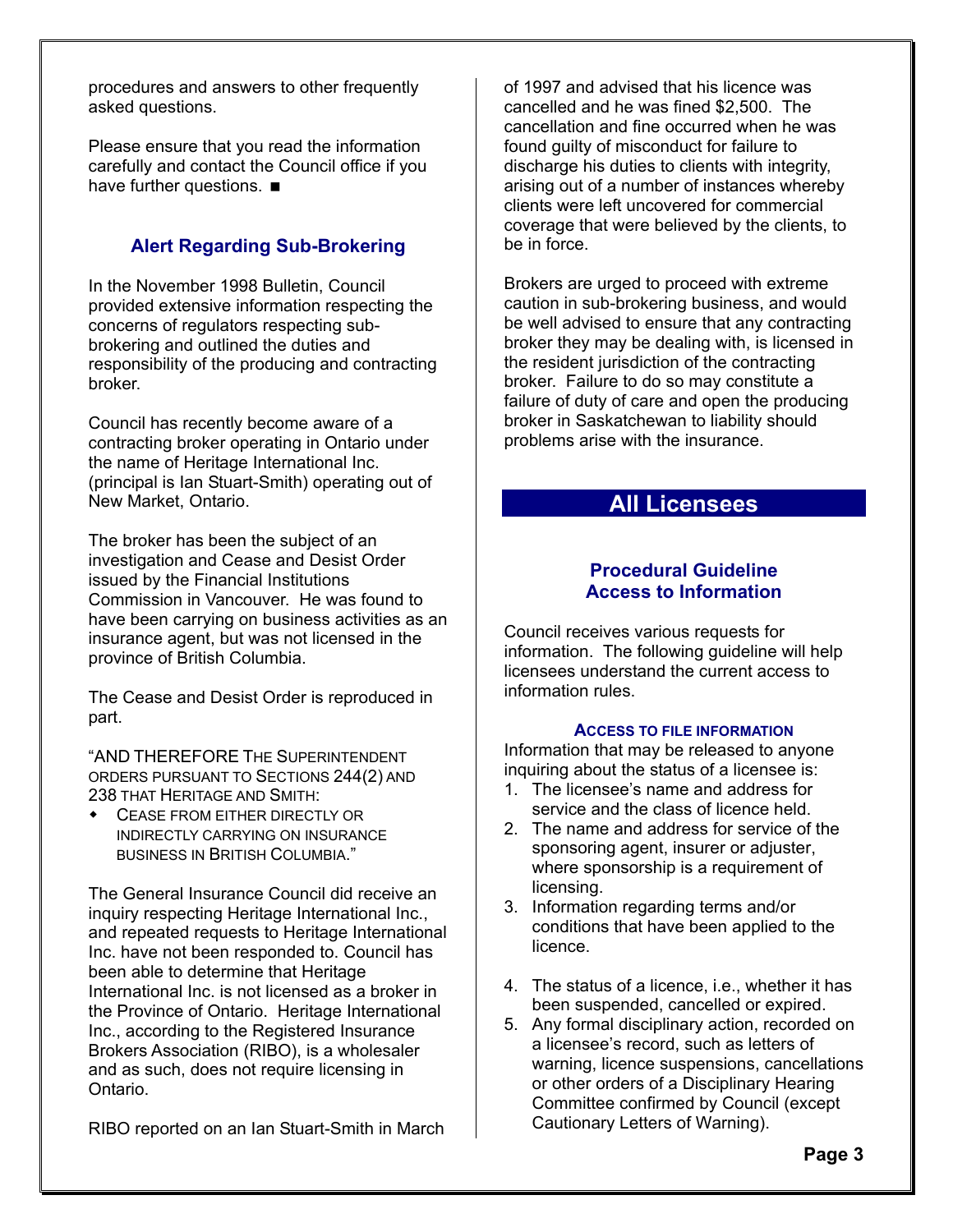procedures and answers to other frequently asked questions.

Please ensure that you read the information carefully and contact the Council office if you have further questions. ■

### Alert Regarding Sub-Brokering

In the November 1998 Bulletin, Council provided extensive information respecting the concerns of regulators respecting sub-brokering and outlined the duties and responsibility of the producing and contracting broker.

Council has recently become aware of a contracting broker operating in Ontario under the name of Heritage International Inc. (principal is Ian Stuart-Smith) operating out of New Market, Ontario.

The broker has been the subject of an investigation and Cease and Desist Order issued by the Financial Institutions Commission in Vancouver. He was found to have been carrying on business activities as an insurance agent, but was not licensed in the province of British Columbia.

The Cease and Desist Order is reproduced in part.

"AND THEREFORE THE SUPERINTENDENT ORDERS PURSUANT TO SECTIONS 244(2) AND 238 THAT HERITAGE AND SMITH:

- CEASE FROM EITHER DIRECTLY OR INDIRECTLY CARRYING ON INSURANCE BUSINESS IN BRITISH COLUMBIA."

The General Insurance Council did receive an inquiry respecting Heritage International Inc., and repeated requests to Heritage International Inc. have not been responded to. Council has been able to determine that Heritage International Inc. is not licensed as a broker in the Province of Ontario. Heritage International Inc., according to the Registered Insurance Brokers Association (RIBO), is a wholesaler and as such, does not require licensing in Ontario.

RIBO reported on an Ian Stuart-Smith in March of 1997 and advised that his licence was cancelled and he was fined $2,500. The cancellation and fine occurred when he was found guilty of misconduct for failure to discharge his duties to clients with integrity, arising out of a number of instances whereby clients were left uncovered for commercial coverage that were believed by the clients, to be in force.

Brokers are urged to proceed with extreme caution in sub-brokering business, and would be well advised to ensure that any contracting broker they may be dealing with, is licensed in the resident jurisdiction of the contracting broker. Failure to do so may constitute a failure of duty of care and open the producing broker in Saskatchewan to liability should problems arise with the insurance.

## All Licensees

### Procedural Guideline Access to Information

Council receives various requests for information. The following guideline will help licensees understand the current access to information rules.

#### ACCESS TO FILE INFORMATION

Information that may be released to anyone inquiring about the status of a licensee is:

1. The licensee's name and address for service and the class of licence held.
2. The name and address for service of the sponsoring agent, insurer or adjuster, where sponsorship is a requirement of licensing.
3. Information regarding terms and/or conditions that have been applied to the licence.
4. The status of a licence, i.e., whether it has been suspended, cancelled or expired.
5. Any formal disciplinary action, recorded on a licensee's record, such as letters of warning, licence suspensions, cancellations or other orders of a Disciplinary Hearing Committee confirmed by Council (except Cautionary Letters of Warning).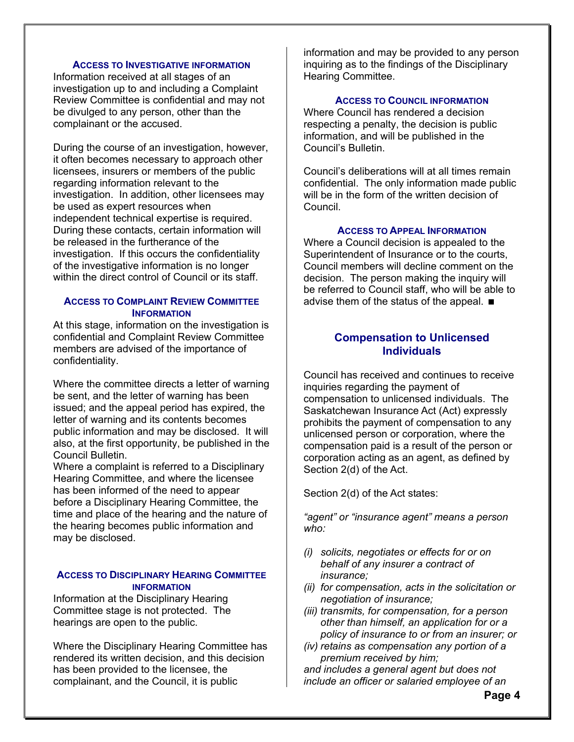#### Access to Investigative information

Information received at all stages of an investigation up to and including a Complaint Review Committee is confidential and may not be divulged to any person, other than the complainant or the accused.

During the course of an investigation, however, it often becomes necessary to approach other licensees, insurers or members of the public regarding information relevant to the investigation. In addition, other licensees may be used as expert resources when independent technical expertise is required. During these contacts, certain information will be released in the furtherance of the investigation. If this occurs the confidentiality of the investigative information is no longer within the direct control of Council or its staff.

#### Access to Complaint Review Committee Information

At this stage, information on the investigation is confidential and Complaint Review Committee members are advised of the importance of confidentiality.

Where the committee directs a letter of warning be sent, and the letter of warning has been issued; and the appeal period has expired, the letter of warning and its contents becomes public information and may be disclosed. It will also, at the first opportunity, be published in the Council Bulletin.

Where a complaint is referred to a Disciplinary Hearing Committee, and where the licensee has been informed of the need to appear before a Disciplinary Hearing Committee, the time and place of the hearing and the nature of the hearing becomes public information and may be disclosed.

#### Access to Disciplinary Hearing Committee information

Information at the Disciplinary Hearing Committee stage is not protected. The hearings are open to the public.

Where the Disciplinary Hearing Committee has rendered its written decision, and this decision has been provided to the licensee, the complainant, and the Council, it is public information and may be provided to any person inquiring as to the findings of the Disciplinary Hearing Committee.

#### Access to Council information

Where Council has rendered a decision respecting a penalty, the decision is public information, and will be published in the Council's Bulletin.

Council's deliberations will at all times remain confidential. The only information made public will be in the form of the written decision of Council.

#### Access to Appeal Information

Where a Council decision is appealed to the Superintendent of Insurance or to the courts, Council members will decline comment on the decision. The person making the inquiry will be referred to Council staff, who will be able to advise them of the status of the appeal. ■

## Compensation to Unlicensed Individuals

Council has received and continues to receive inquiries regarding the payment of compensation to unlicensed individuals. The Saskatchewan Insurance Act (Act) expressly prohibits the payment of compensation to any unlicensed person or corporation, where the compensation paid is a result of the person or corporation acting as an agent, as defined by Section 2(d) of the Act.

Section 2(d) of the Act states:

*"agent" or "insurance agent" means a person who:*

*(i) solicits, negotiates or effects for or on behalf of any insurer a contract of insurance;*
*(ii) for compensation, acts in the solicitation or negotiation of insurance;*
*(iii) transmits, for compensation, for a person other than himself, an application for or a policy of insurance to or from an insurer; or*
*(iv) retains as compensation any portion of a premium received by him;*

*and includes a general agent but does not include an officer or salaried employee of an*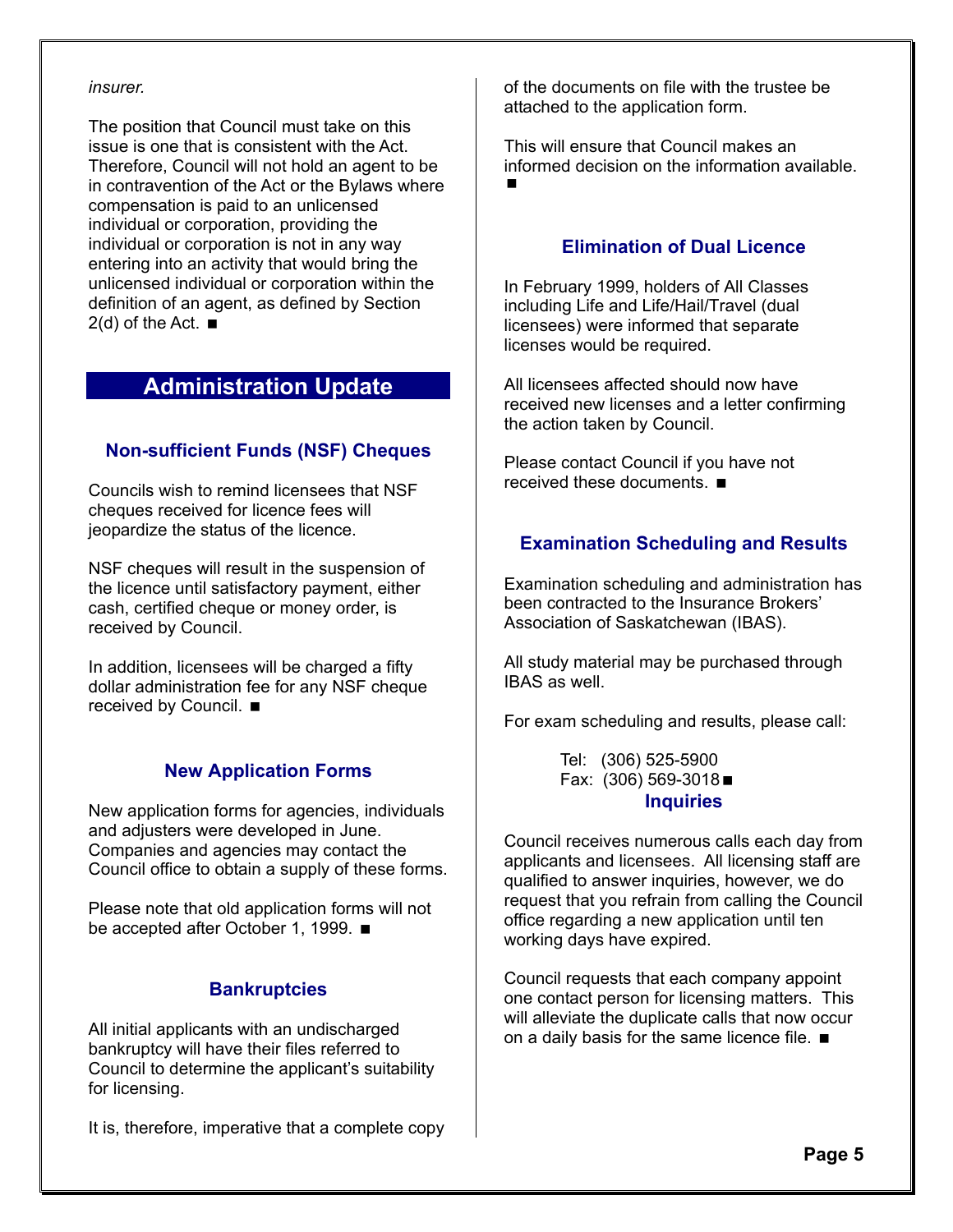*insurer.*

The position that Council must take on this issue is one that is consistent with the Act. Therefore, Council will not hold an agent to be in contravention of the Act or the Bylaws where compensation is paid to an unlicensed individual or corporation, providing the individual or corporation is not in any way entering into an activity that would bring the unlicensed individual or corporation within the definition of an agent, as defined by Section 2(d) of the Act. ■

## Administration Update

### Non-sufficient Funds (NSF) Cheques

Councils wish to remind licensees that NSF cheques received for licence fees will jeopardize the status of the licence.

NSF cheques will result in the suspension of the licence until satisfactory payment, either cash, certified cheque or money order, is received by Council.

In addition, licensees will be charged a fifty dollar administration fee for any NSF cheque received by Council. ■

### New Application Forms

New application forms for agencies, individuals and adjusters were developed in June. Companies and agencies may contact the Council office to obtain a supply of these forms.

Please note that old application forms will not be accepted after October 1, 1999. ■

### Bankruptcies

All initial applicants with an undischarged bankruptcy will have their files referred to Council to determine the applicant's suitability for licensing.

It is, therefore, imperative that a complete copy of the documents on file with the trustee be attached to the application form.

This will ensure that Council makes an informed decision on the information available. ■

### Elimination of Dual Licence

In February 1999, holders of All Classes including Life and Life/Hail/Travel (dual licensees) were informed that separate licenses would be required.

All licensees affected should now have received new licenses and a letter confirming the action taken by Council.

Please contact Council if you have not received these documents. ■

### Examination Scheduling and Results

Examination scheduling and administration has been contracted to the Insurance Brokers' Association of Saskatchewan (IBAS).

All study material may be purchased through IBAS as well.

For exam scheduling and results, please call:

Tel: (306) 525-5900
Fax: (306) 569-3018 ■

### Inquiries

Council receives numerous calls each day from applicants and licensees. All licensing staff are qualified to answer inquiries, however, we do request that you refrain from calling the Council office regarding a new application until ten working days have expired.

Council requests that each company appoint one contact person for licensing matters. This will alleviate the duplicate calls that now occur on a daily basis for the same licence file. ■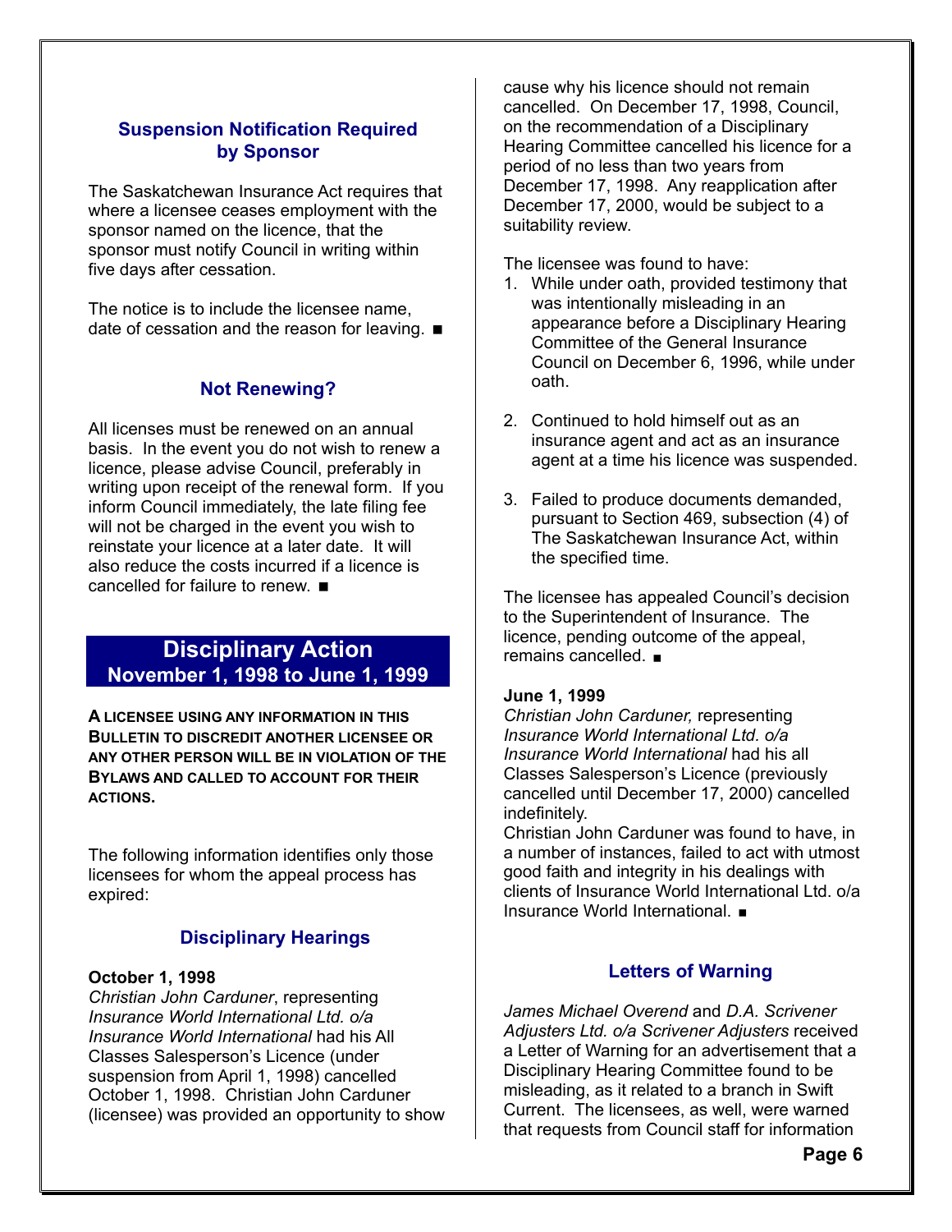### Suspension Notification Required by Sponsor

The Saskatchewan Insurance Act requires that where a licensee ceases employment with the sponsor named on the licence, that the sponsor must notify Council in writing within five days after cessation.

The notice is to include the licensee name, date of cessation and the reason for leaving. ■

### Not Renewing?

All licenses must be renewed on an annual basis. In the event you do not wish to renew a licence, please advise Council, preferably in writing upon receipt of the renewal form. If you inform Council immediately, the late filing fee will not be charged in the event you wish to reinstate your licence at a later date. It will also reduce the costs incurred if a licence is cancelled for failure to renew. ■

## Disciplinary Action
## November 1, 1998 to June 1, 1999

**A LICENSEE USING ANY INFORMATION IN THIS BULLETIN TO DISCREDIT ANOTHER LICENSEE OR ANY OTHER PERSON WILL BE IN VIOLATION OF THE BYLAWS AND CALLED TO ACCOUNT FOR THEIR ACTIONS.**

The following information identifies only those licensees for whom the appeal process has expired:

### Disciplinary Hearings

**October 1, 1998**
*Christian John Carduner*, representing *Insurance World International Ltd. o/a Insurance World International* had his All Classes Salesperson's Licence (under suspension from April 1, 1998) cancelled October 1, 1998. Christian John Carduner (licensee) was provided an opportunity to show cause why his licence should not remain cancelled. On December 17, 1998, Council, on the recommendation of a Disciplinary Hearing Committee cancelled his licence for a period of no less than two years from December 17, 1998. Any reapplication after December 17, 2000, would be subject to a suitability review.

The licensee was found to have:

1. While under oath, provided testimony that was intentionally misleading in an appearance before a Disciplinary Hearing Committee of the General Insurance Council on December 6, 1996, while under oath.

2. Continued to hold himself out as an insurance agent and act as an insurance agent at a time his licence was suspended.

3. Failed to produce documents demanded, pursuant to Section 469, subsection (4) of The Saskatchewan Insurance Act, within the specified time.

The licensee has appealed Council's decision to the Superintendent of Insurance. The licence, pending outcome of the appeal, remains cancelled. ■

**June 1, 1999**
*Christian John Carduner,* representing *Insurance World International Ltd. o/a Insurance World International* had his all Classes Salesperson's Licence (previously cancelled until December 17, 2000) cancelled indefinitely.
Christian John Carduner was found to have, in a number of instances, failed to act with utmost good faith and integrity in his dealings with clients of Insurance World International Ltd. o/a Insurance World International. ■

### Letters of Warning

*James Michael Overend* and *D.A. Scrivener Adjusters Ltd. o/a Scrivener Adjusters* received a Letter of Warning for an advertisement that a Disciplinary Hearing Committee found to be misleading, as it related to a branch in Swift Current. The licensees, as well, were warned that requests from Council staff for information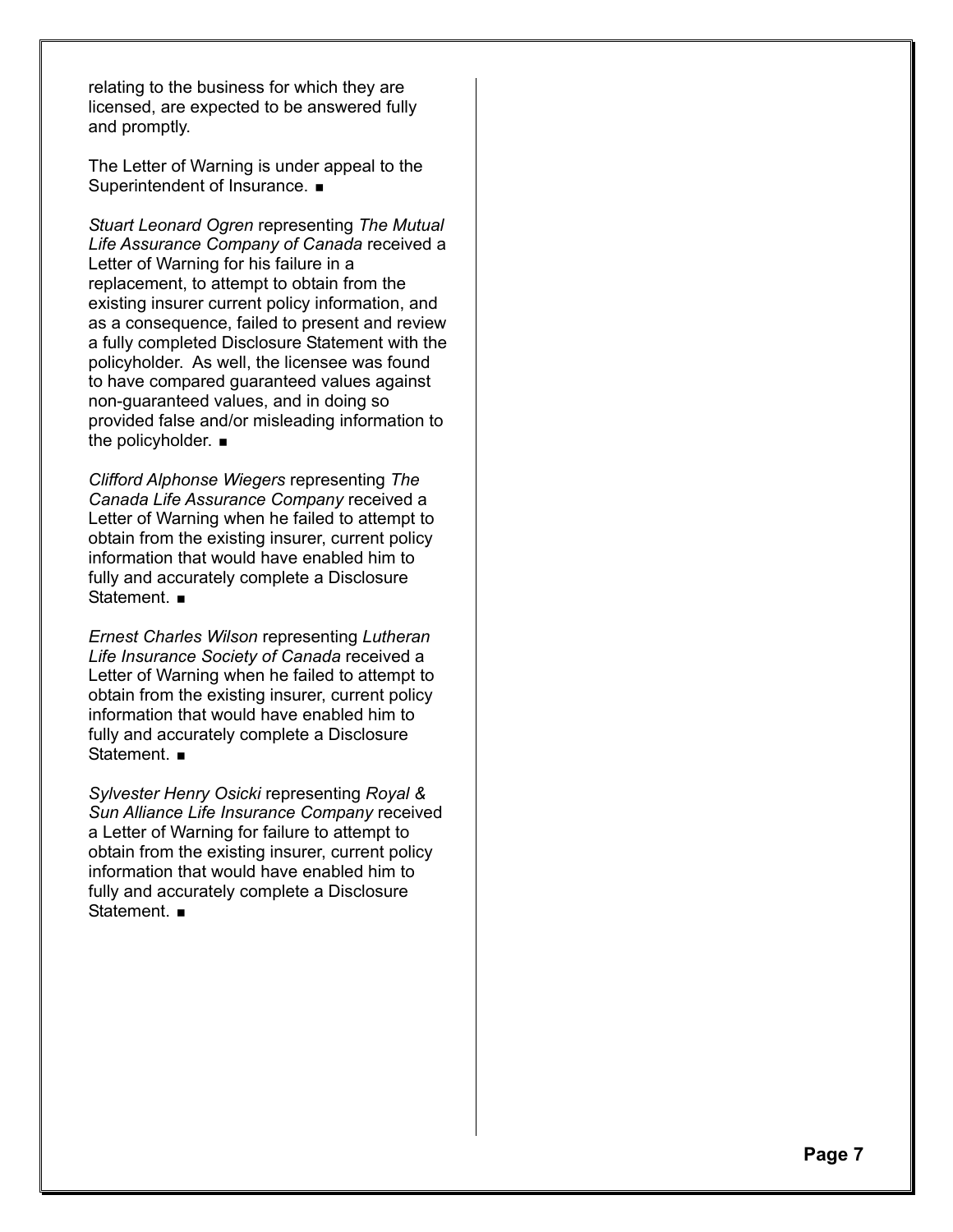relating to the business for which they are licensed, are expected to be answered fully and promptly.

The Letter of Warning is under appeal to the Superintendent of Insurance. ■

*Stuart Leonard Ogren* representing *The Mutual Life Assurance Company of Canada* received a Letter of Warning for his failure in a replacement, to attempt to obtain from the existing insurer current policy information, and as a consequence, failed to present and review a fully completed Disclosure Statement with the policyholder. As well, the licensee was found to have compared guaranteed values against non-guaranteed values, and in doing so provided false and/or misleading information to the policyholder. ■

*Clifford Alphonse Wiegers* representing *The Canada Life Assurance Company* received a Letter of Warning when he failed to attempt to obtain from the existing insurer, current policy information that would have enabled him to fully and accurately complete a Disclosure Statement. ■

*Ernest Charles Wilson* representing *Lutheran Life Insurance Society of Canada* received a Letter of Warning when he failed to attempt to obtain from the existing insurer, current policy information that would have enabled him to fully and accurately complete a Disclosure Statement. ■

*Sylvester Henry Osicki* representing *Royal & Sun Alliance Life Insurance Company* received a Letter of Warning for failure to attempt to obtain from the existing insurer, current policy information that would have enabled him to fully and accurately complete a Disclosure Statement. ■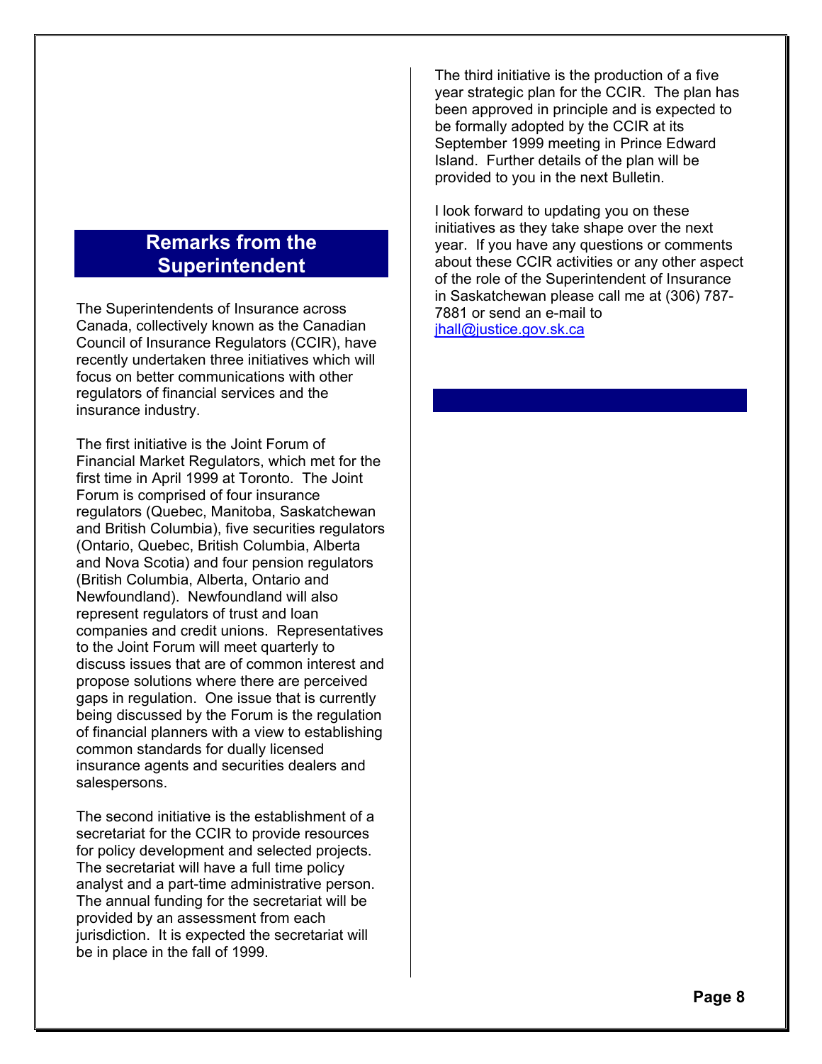## Remarks from the Superintendent

The Superintendents of Insurance across Canada, collectively known as the Canadian Council of Insurance Regulators (CCIR), have recently undertaken three initiatives which will focus on better communications with other regulators of financial services and the insurance industry.

The first initiative is the Joint Forum of Financial Market Regulators, which met for the first time in April 1999 at Toronto. The Joint Forum is comprised of four insurance regulators (Quebec, Manitoba, Saskatchewan and British Columbia), five securities regulators (Ontario, Quebec, British Columbia, Alberta and Nova Scotia) and four pension regulators (British Columbia, Alberta, Ontario and Newfoundland). Newfoundland will also represent regulators of trust and loan companies and credit unions. Representatives to the Joint Forum will meet quarterly to discuss issues that are of common interest and propose solutions where there are perceived gaps in regulation. One issue that is currently being discussed by the Forum is the regulation of financial planners with a view to establishing common standards for dually licensed insurance agents and securities dealers and salespersons.

The second initiative is the establishment of a secretariat for the CCIR to provide resources for policy development and selected projects. The secretariat will have a full time policy analyst and a part-time administrative person. The annual funding for the secretariat will be provided by an assessment from each jurisdiction. It is expected the secretariat will be in place in the fall of 1999.

The third initiative is the production of a five year strategic plan for the CCIR. The plan has been approved in principle and is expected to be formally adopted by the CCIR at its September 1999 meeting in Prince Edward Island. Further details of the plan will be provided to you in the next Bulletin.

I look forward to updating you on these initiatives as they take shape over the next year. If you have any questions or comments about these CCIR activities or any other aspect of the role of the Superintendent of Insurance in Saskatchewan please call me at (306) 787-7881 or send an e-mail to jhall@justice.gov.sk.ca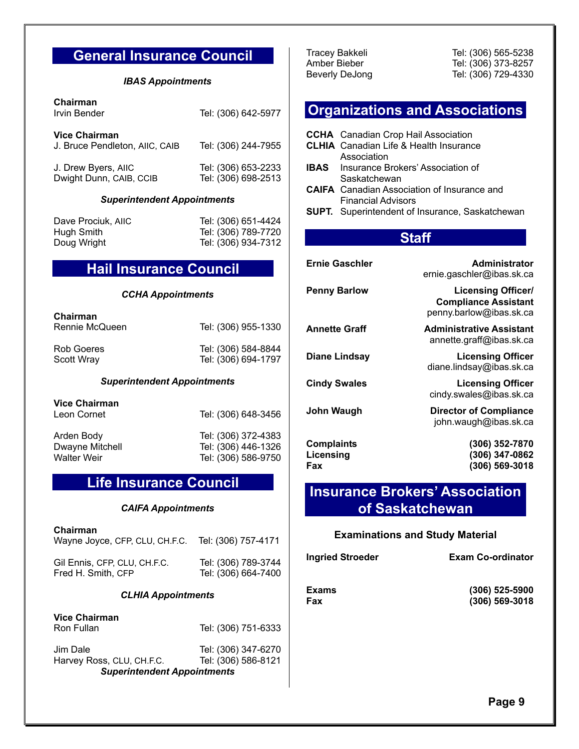## General Insurance Council

***IBAS Appointments***

**Chairman**
Irvin Bender — Tel: (306) 642-5977

**Vice Chairman**
J. Bruce Pendleton, AIIC, CAIB — Tel: (306) 244-7955

J. Drew Byers, AIIC — Tel: (306) 653-2233
Dwight Dunn, CAIB, CCIB — Tel: (306) 698-2513

***Superintendent Appointments***

Dave Prociuk, AIIC — Tel: (306) 651-4424
Hugh Smith — Tel: (306) 789-7720
Doug Wright — Tel: (306) 934-7312

## Hail Insurance Council

***CCHA Appointments***

**Chairman**
Rennie McQueen — Tel: (306) 955-1330

Rob Goeres — Tel: (306) 584-8844
Scott Wray — Tel: (306) 694-1797

***Superintendent Appointments***

**Vice Chairman**
Leon Cornet — Tel: (306) 648-3456

Arden Body — Tel: (306) 372-4383
Dwayne Mitchell — Tel: (306) 446-1326
Walter Weir — Tel: (306) 586-9750

## Life Insurance Council

***CAIFA Appointments***

**Chairman**
Wayne Joyce, CFP, CLU, CH.F.C. — Tel: (306) 757-4171

Gil Ennis, CFP, CLU, CH.F.C. — Tel: (306) 789-3744
Fred H. Smith, CFP — Tel: (306) 664-7400

***CLHIA Appointments***

**Vice Chairman**
Ron Fullan — Tel: (306) 751-6333

Jim Dale — Tel: (306) 347-6270
Harvey Ross, CLU, CH.F.C. — Tel: (306) 586-8121

***Superintendent Appointments***

Tracey Bakkeli — Tel: (306) 565-5238
Amber Bieber — Tel: (306) 373-8257
Beverly DeJong — Tel: (306) 729-4330

## Organizations and Associations

**CCHA** Canadian Crop Hail Association
**CLHIA** Canadian Life & Health Insurance Association
**IBAS** Insurance Brokers' Association of Saskatchewan
**CAIFA** Canadian Association of Insurance and Financial Advisors
**SUPT.** Superintendent of Insurance, Saskatchewan

## Staff

**Ernie Gaschler** — **Administrator**
ernie.gaschler@ibas.sk.ca

**Penny Barlow** — **Licensing Officer/ Compliance Assistant**
penny.barlow@ibas.sk.ca

**Annette Graff** — **Administrative Assistant**
annette.graff@ibas.sk.ca

**Diane Lindsay** — **Licensing Officer**
diane.lindsay@ibas.sk.ca

**Cindy Swales** — **Licensing Officer**
cindy.swales@ibas.sk.ca

**John Waugh** — **Director of Compliance**
john.waugh@ibas.sk.ca

**Complaints** — **(306) 352-7870**
**Licensing** — **(306) 347-0862**
**Fax** — **(306) 569-3018**

## Insurance Brokers' Association of Saskatchewan

**Examinations and Study Material**

**Ingried Stroeder** — **Exam Co-ordinator**

**Exams** — **(306) 525-5900**
**Fax** — **(306) 569-3018**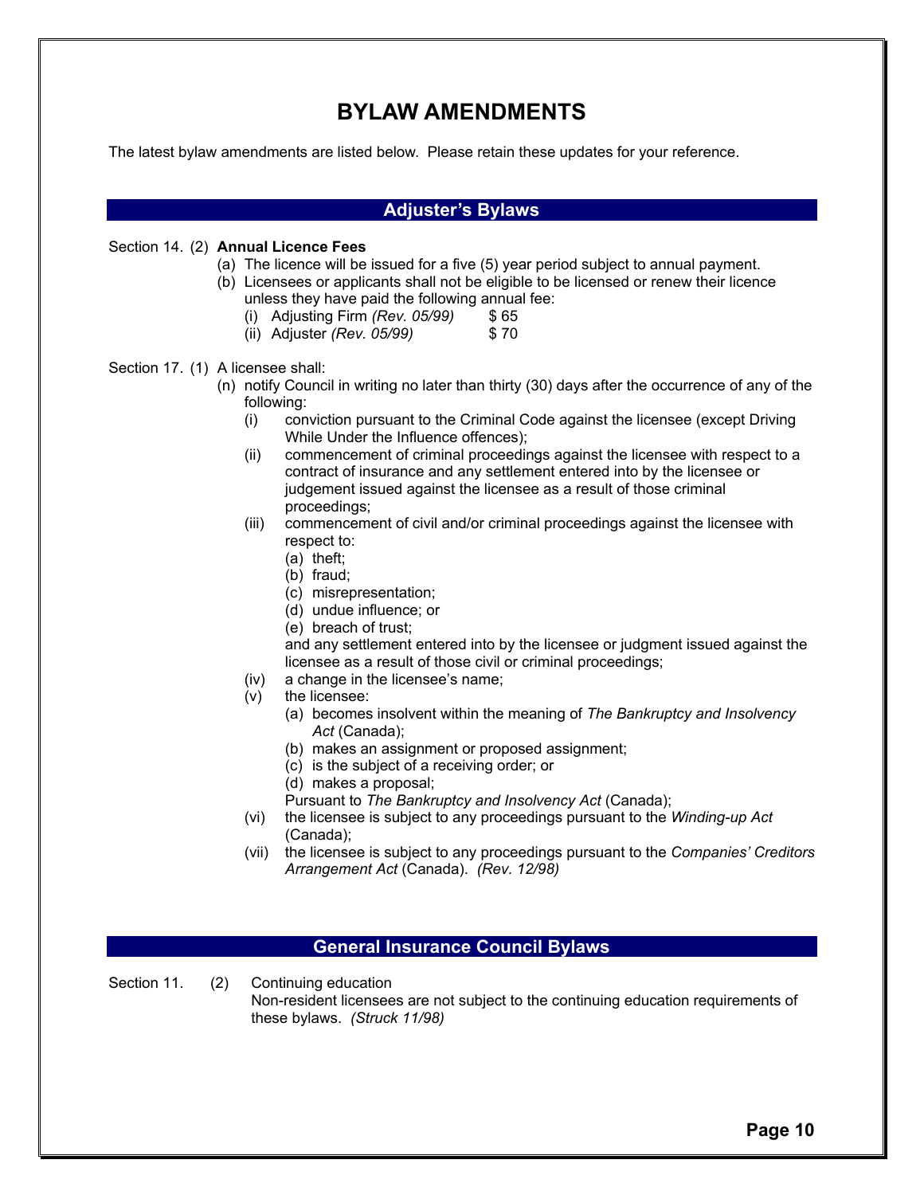# BYLAW AMENDMENTS

The latest bylaw amendments are listed below. Please retain these updates for your reference.

## Adjuster's Bylaws

Section 14. (2) **Annual Licence Fees**

- (a) The licence will be issued for a five (5) year period subject to annual payment.
- (b) Licensees or applicants shall not be eligible to be licensed or renew their licence unless they have paid the following annual fee:
  - (i) Adjusting Firm *(Rev. 05/99)* $ 65
  - (ii) Adjuster *(Rev. 05/99)* $ 70

Section 17. (1) A licensee shall:

- (n) notify Council in writing no later than thirty (30) days after the occurrence of any of the following:
  - (i) conviction pursuant to the Criminal Code against the licensee (except Driving While Under the Influence offences);
  - (ii) commencement of criminal proceedings against the licensee with respect to a contract of insurance and any settlement entered into by the licensee or judgement issued against the licensee as a result of those criminal proceedings;
  - (iii) commencement of civil and/or criminal proceedings against the licensee with respect to:
    - (a) theft;
    - (b) fraud;
    - (c) misrepresentation;
    - (d) undue influence; or
    - (e) breach of trust;

    and any settlement entered into by the licensee or judgment issued against the licensee as a result of those civil or criminal proceedings;
  - (iv) a change in the licensee's name;
  - (v) the licensee:
    - (a) becomes insolvent within the meaning of *The Bankruptcy and Insolvency Act* (Canada);
    - (b) makes an assignment or proposed assignment;
    - (c) is the subject of a receiving order; or
    - (d) makes a proposal;

    Pursuant to *The Bankruptcy and Insolvency Act* (Canada);
  - (vi) the licensee is subject to any proceedings pursuant to the *Winding-up Act* (Canada);
  - (vii) the licensee is subject to any proceedings pursuant to the *Companies' Creditors Arrangement Act* (Canada). *(Rev. 12/98)*

## General Insurance Council Bylaws

Section 11. (2) Continuing education

Non-resident licensees are not subject to the continuing education requirements of these bylaws. *(Struck 11/98)*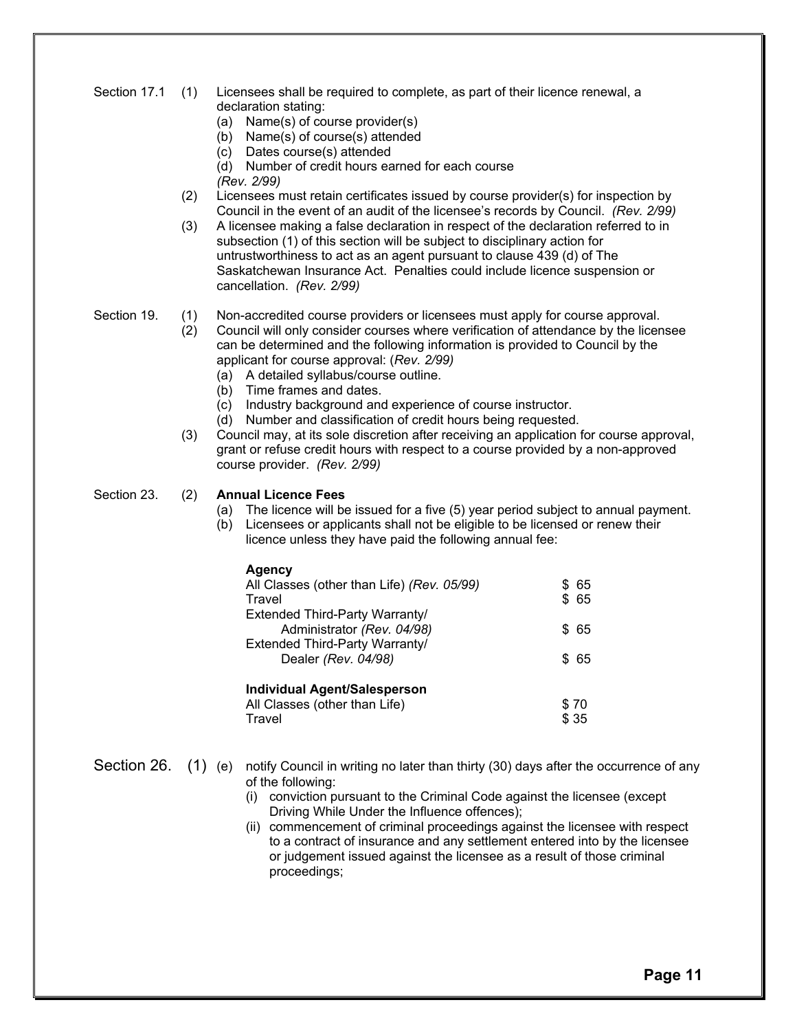Section 17.1 (1) Licensees shall be required to complete, as part of their licence renewal, a declaration stating:

- (a) Name(s) of course provider(s)
- (b) Name(s) of course(s) attended
- (c) Dates course(s) attended
- (d) Number of credit hours earned for each course

*(Rev. 2/99)*

(2) Licensees must retain certificates issued by course provider(s) for inspection by Council in the event of an audit of the licensee's records by Council. *(Rev. 2/99)*

(3) A licensee making a false declaration in respect of the declaration referred to in subsection (1) of this section will be subject to disciplinary action for untrustworthiness to act as an agent pursuant to clause 439 (d) of The Saskatchewan Insurance Act. Penalties could include licence suspension or cancellation. *(Rev. 2/99)*

Section 19. (1) Non-accredited course providers or licensees must apply for course approval.

(2) Council will only consider courses where verification of attendance by the licensee can be determined and the following information is provided to Council by the applicant for course approval: (*Rev. 2/99)*

- (a) A detailed syllabus/course outline.
- (b) Time frames and dates.
- (c) Industry background and experience of course instructor.
- (d) Number and classification of credit hours being requested.

(3) Council may, at its sole discretion after receiving an application for course approval, grant or refuse credit hours with respect to a course provided by a non-approved course provider. *(Rev. 2/99)*

Section 23. (2) **Annual Licence Fees**

- (a) The licence will be issued for a five (5) year period subject to annual payment.
- (b) Licensees or applicants shall not be eligible to be licensed or renew their licence unless they have paid the following annual fee:

| **Agency** | |
|---|---|
| All Classes (other than Life) *(Rev. 05/99)* | $ 65 |
| Travel | $ 65 |
| Extended Third-Party Warranty/ Administrator *(Rev. 04/98)* | $ 65 |
| Extended Third-Party Warranty/ Dealer *(Rev. 04/98)* | $ 65 |
| **Individual Agent/Salesperson** | |
| All Classes (other than Life) | $ 70 |
| Travel | $ 35 |

Section 26. (1) (e) notify Council in writing no later than thirty (30) days after the occurrence of any of the following:

- (i) conviction pursuant to the Criminal Code against the licensee (except Driving While Under the Influence offences);
- (ii) commencement of criminal proceedings against the licensee with respect to a contract of insurance and any settlement entered into by the licensee or judgement issued against the licensee as a result of those criminal proceedings;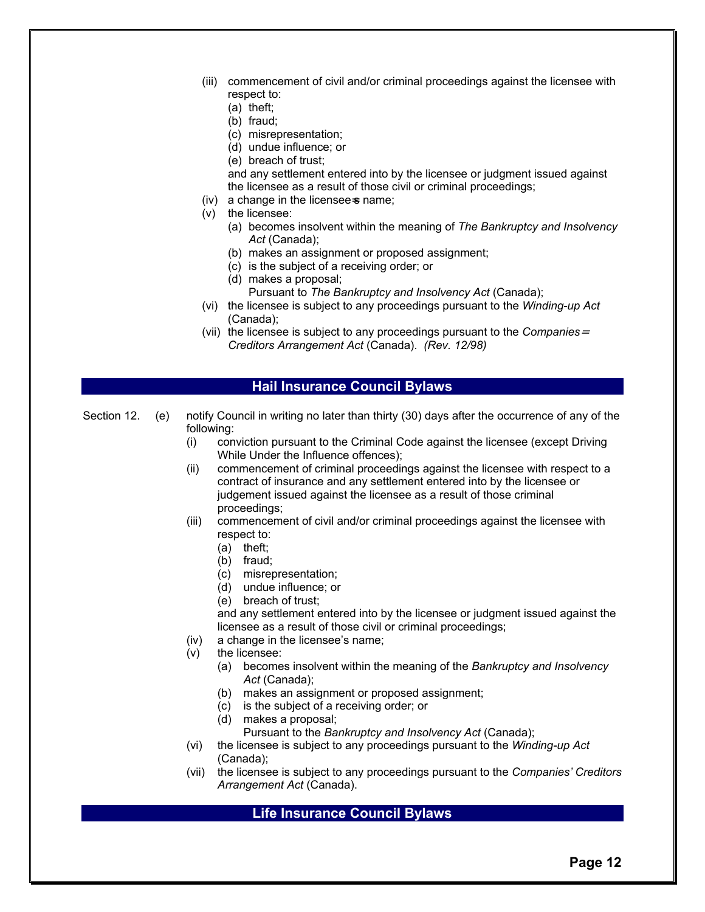(iii) commencement of civil and/or criminal proceedings against the licensee with respect to:
   (a) theft;
   (b) fraud;
   (c) misrepresentation;
   (d) undue influence; or
   (e) breach of trust;

   and any settlement entered into by the licensee or judgment issued against the licensee as a result of those civil or criminal proceedings;

(iv) a change in the licensee's name;

(v) the licensee:
   (a) becomes insolvent within the meaning of *The Bankruptcy and Insolvency Act* (Canada);
   (b) makes an assignment or proposed assignment;
   (c) is the subject of a receiving order; or
   (d) makes a proposal;
   Pursuant to *The Bankruptcy and Insolvency Act* (Canada);

(vi) the licensee is subject to any proceedings pursuant to the *Winding-up Act* (Canada);

(vii) the licensee is subject to any proceedings pursuant to the *Companies' Creditors Arrangement Act* (Canada). *(Rev. 12/98)*

## Hail Insurance Council Bylaws

Section 12. (e) notify Council in writing no later than thirty (30) days after the occurrence of any of the following:

(i) conviction pursuant to the Criminal Code against the licensee (except Driving While Under the Influence offences);

(ii) commencement of criminal proceedings against the licensee with respect to a contract of insurance and any settlement entered into by the licensee or judgement issued against the licensee as a result of those criminal proceedings;

(iii) commencement of civil and/or criminal proceedings against the licensee with respect to:
   (a) theft;
   (b) fraud;
   (c) misrepresentation;
   (d) undue influence; or
   (e) breach of trust;

   and any settlement entered into by the licensee or judgment issued against the licensee as a result of those civil or criminal proceedings;

(iv) a change in the licensee's name;

(v) the licensee:
   (a) becomes insolvent within the meaning of the *Bankruptcy and Insolvency Act* (Canada);
   (b) makes an assignment or proposed assignment;
   (c) is the subject of a receiving order; or
   (d) makes a proposal;
   Pursuant to the *Bankruptcy and Insolvency Act* (Canada);

(vi) the licensee is subject to any proceedings pursuant to the *Winding-up Act* (Canada);

(vii) the licensee is subject to any proceedings pursuant to the *Companies' Creditors Arrangement Act* (Canada).

## Life Insurance Council Bylaws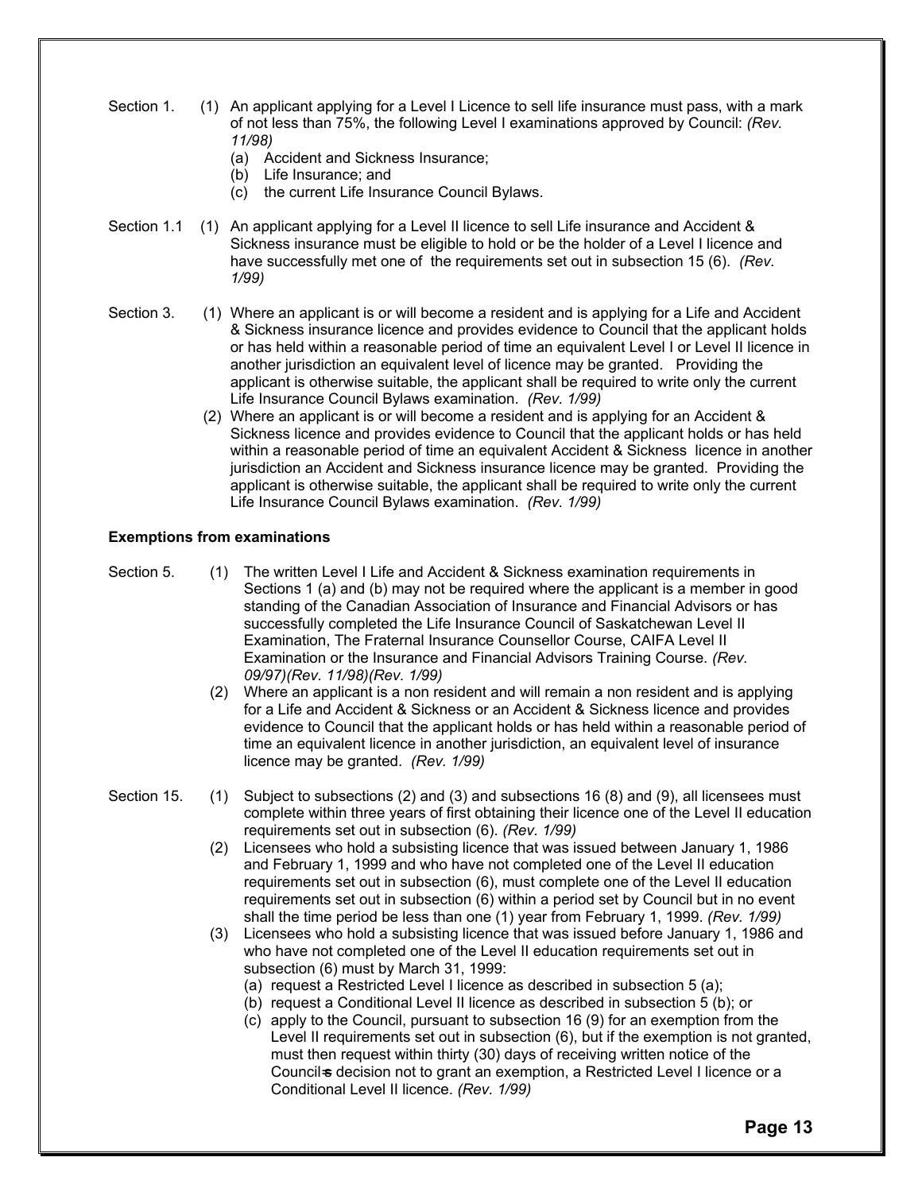Section 1. (1) An applicant applying for a Level I Licence to sell life insurance must pass, with a mark of not less than 75%, the following Level I examinations approved by Council: *(Rev. 11/98)*

(a) Accident and Sickness Insurance;
(b) Life Insurance; and
(c) the current Life Insurance Council Bylaws.

Section 1.1 (1) An applicant applying for a Level II licence to sell Life insurance and Accident & Sickness insurance must be eligible to hold or be the holder of a Level I licence and have successfully met one of the requirements set out in subsection 15 (6). *(Rev. 1/99)*

Section 3. (1) Where an applicant is or will become a resident and is applying for a Life and Accident & Sickness insurance licence and provides evidence to Council that the applicant holds or has held within a reasonable period of time an equivalent Level I or Level II licence in another jurisdiction an equivalent level of licence may be granted. Providing the applicant is otherwise suitable, the applicant shall be required to write only the current Life Insurance Council Bylaws examination. *(Rev. 1/99)*

(2) Where an applicant is or will become a resident and is applying for an Accident & Sickness licence and provides evidence to Council that the applicant holds or has held within a reasonable period of time an equivalent Accident & Sickness licence in another jurisdiction an Accident and Sickness insurance licence may be granted. Providing the applicant is otherwise suitable, the applicant shall be required to write only the current Life Insurance Council Bylaws examination. *(Rev. 1/99)*

**Exemptions from examinations**

Section 5. (1) The written Level I Life and Accident & Sickness examination requirements in Sections 1 (a) and (b) may not be required where the applicant is a member in good standing of the Canadian Association of Insurance and Financial Advisors or has successfully completed the Life Insurance Council of Saskatchewan Level II Examination, The Fraternal Insurance Counsellor Course, CAIFA Level II Examination or the Insurance and Financial Advisors Training Course. *(Rev. 09/97)(Rev. 11/98)(Rev. 1/99)*

(2) Where an applicant is a non resident and will remain a non resident and is applying for a Life and Accident & Sickness or an Accident & Sickness licence and provides evidence to Council that the applicant holds or has held within a reasonable period of time an equivalent licence in another jurisdiction, an equivalent level of insurance licence may be granted. *(Rev. 1/99)*

Section 15. (1) Subject to subsections (2) and (3) and subsections 16 (8) and (9), all licensees must complete within three years of first obtaining their licence one of the Level II education requirements set out in subsection (6). *(Rev. 1/99)*

(2) Licensees who hold a subsisting licence that was issued between January 1, 1986 and February 1, 1999 and who have not completed one of the Level II education requirements set out in subsection (6), must complete one of the Level II education requirements set out in subsection (6) within a period set by Council but in no event shall the time period be less than one (1) year from February 1, 1999. *(Rev. 1/99)*

(3) Licensees who hold a subsisting licence that was issued before January 1, 1986 and who have not completed one of the Level II education requirements set out in subsection (6) must by March 31, 1999:

(a) request a Restricted Level I licence as described in subsection 5 (a);
(b) request a Conditional Level II licence as described in subsection 5 (b); or
(c) apply to the Council, pursuant to subsection 16 (9) for an exemption from the Level II requirements set out in subsection (6), but if the exemption is not granted, must then request within thirty (30) days of receiving written notice of the Council's decision not to grant an exemption, a Restricted Level I licence or a Conditional Level II licence. *(Rev. 1/99)*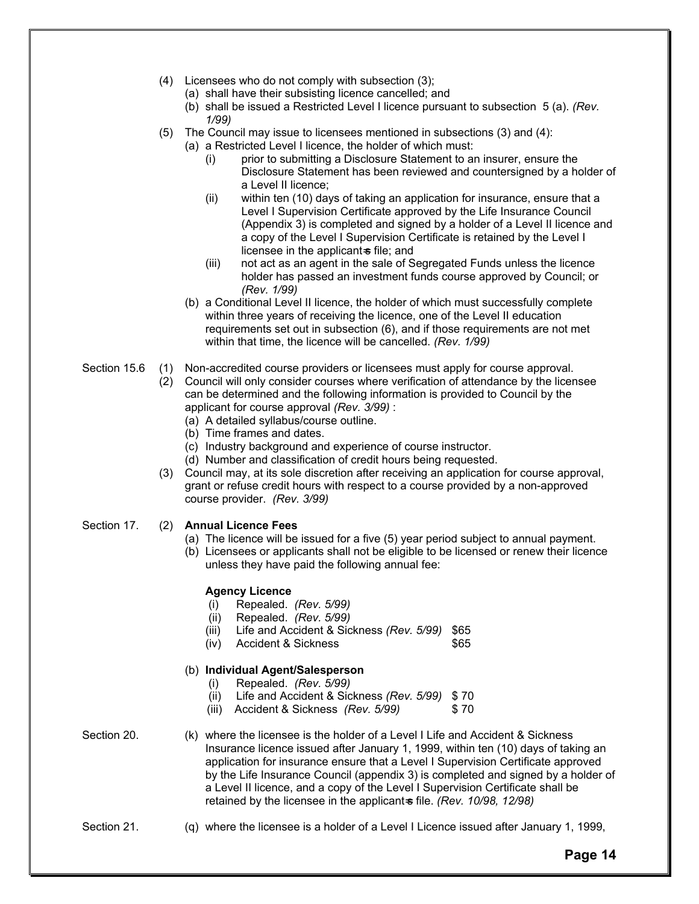(4) Licensees who do not comply with subsection (3);
   (a) shall have their subsisting licence cancelled; and
   (b) shall be issued a Restricted Level I licence pursuant to subsection 5 (a). *(Rev. 1/99)*

(5) The Council may issue to licensees mentioned in subsections (3) and (4):
   (a) a Restricted Level I licence, the holder of which must:
      (i) prior to submitting a Disclosure Statement to an insurer, ensure the Disclosure Statement has been reviewed and countersigned by a holder of a Level II licence;
      (ii) within ten (10) days of taking an application for insurance, ensure that a Level I Supervision Certificate approved by the Life Insurance Council (Appendix 3) is completed and signed by a holder of a Level II licence and a copy of the Level I Supervision Certificate is retained by the Level I licensee in the applicant=s file; and
      (iii) not act as an agent in the sale of Segregated Funds unless the licence holder has passed an investment funds course approved by Council; or *(Rev. 1/99)*
   (b) a Conditional Level II licence, the holder of which must successfully complete within three years of receiving the licence, one of the Level II education requirements set out in subsection (6), and if those requirements are not met within that time, the licence will be cancelled. *(Rev. 1/99)*

Section 15.6
(1) Non-accredited course providers or licensees must apply for course approval.
(2) Council will only consider courses where verification of attendance by the licensee can be determined and the following information is provided to Council by the applicant for course approval *(Rev. 3/99)* :
   (a) A detailed syllabus/course outline.
   (b) Time frames and dates.
   (c) Industry background and experience of course instructor.
   (d) Number and classification of credit hours being requested.
(3) Council may, at its sole discretion after receiving an application for course approval, grant or refuse credit hours with respect to a course provided by a non-approved course provider. *(Rev. 3/99)*

Section 17.
(2) **Annual Licence Fees**
   (a) The licence will be issued for a five (5) year period subject to annual payment.
   (b) Licensees or applicants shall not be eligible to be licensed or renew their licence unless they have paid the following annual fee:

**Agency Licence**
   (i) Repealed. *(Rev. 5/99)*
   (ii) Repealed. *(Rev. 5/99)*
   (iii) Life and Accident & Sickness *(Rev. 5/99)* $65
   (iv) Accident & Sickness $65

(b) **Individual Agent/Salesperson**
   (i) Repealed. *(Rev. 5/99)*
   (ii) Life and Accident & Sickness *(Rev. 5/99)* $ 70
   (iii) Accident & Sickness *(Rev. 5/99)* $ 70

Section 20.
(k) where the licensee is the holder of a Level I Life and Accident & Sickness Insurance licence issued after January 1, 1999, within ten (10) days of taking an application for insurance ensure that a Level I Supervision Certificate approved by the Life Insurance Council (appendix 3) is completed and signed by a holder of a Level II licence, and a copy of the Level I Supervision Certificate shall be retained by the licensee in the applicant=s file. *(Rev. 10/98, 12/98)*

Section 21.
(q) where the licensee is a holder of a Level I Licence issued after January 1, 1999,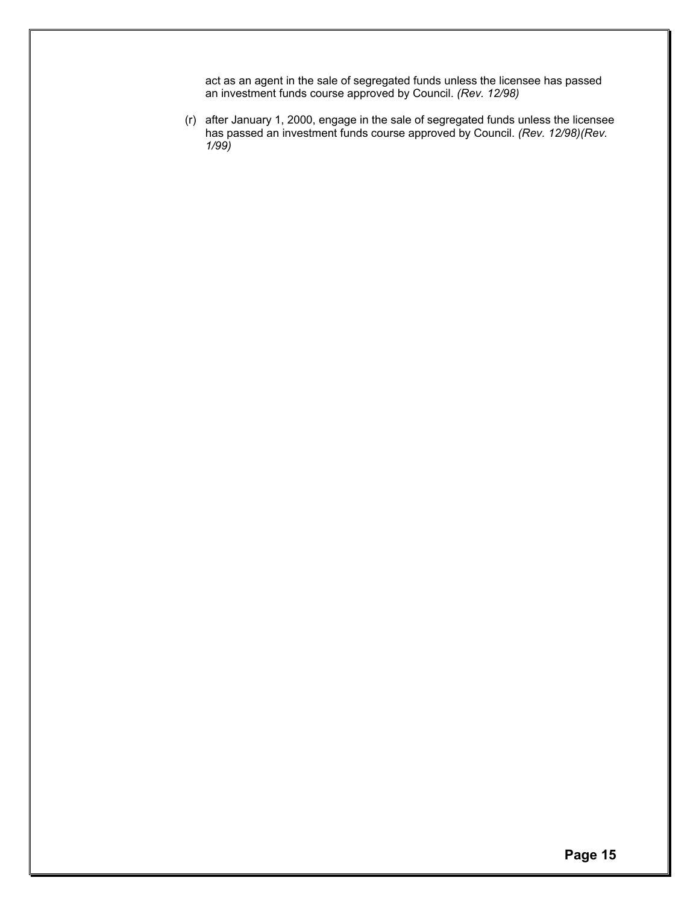act as an agent in the sale of segregated funds unless the licensee has passed an investment funds course approved by Council. *(Rev. 12/98)*

(r) after January 1, 2000, engage in the sale of segregated funds unless the licensee has passed an investment funds course approved by Council. *(Rev. 12/98)(Rev. 1/99)*